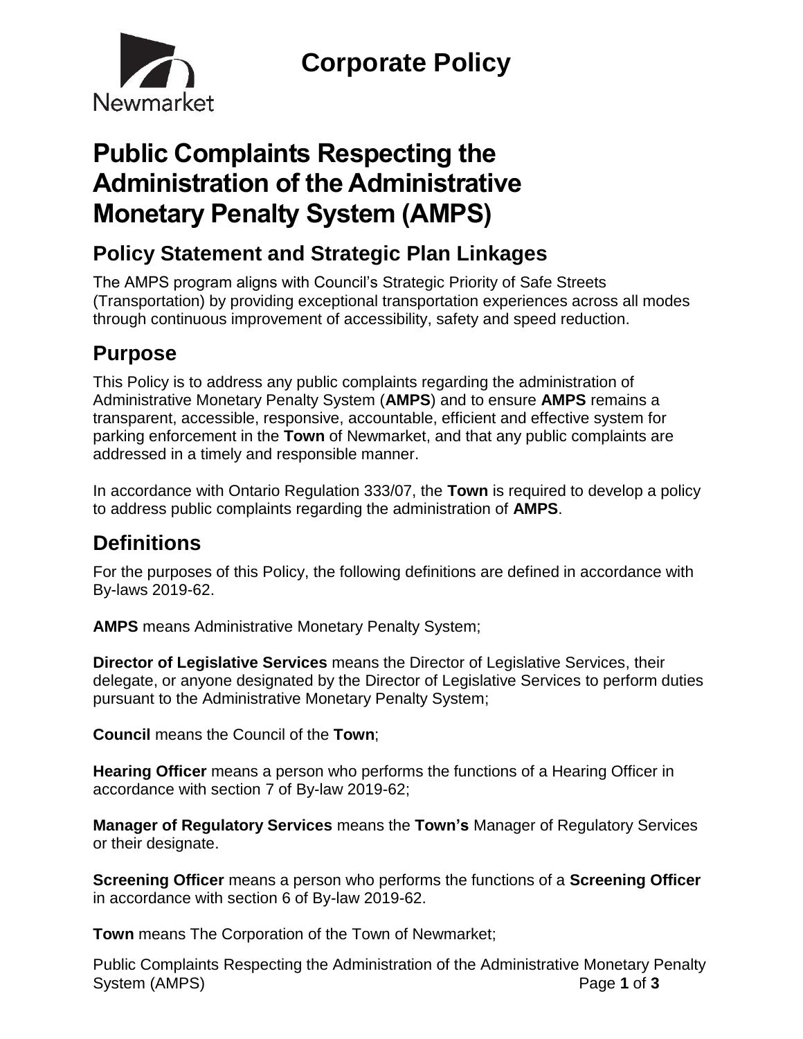Newmarket

# Corporate Policy

# Public Complaints Respecting the Administration of the Administrative Monetary Penalty System (AMPS)

## Policy Statement and Strategic Plan Linkages

The AMPS program aligns with Council's Strategic Priority of Safe Streets (Transportation) by providing exceptional transportation experiences across all modes through continuous improvement of accessibility, safety and speed reduction.

## Purpose

This Policy is to address any public complaints regarding the administration of Administrative Monetary Penalty System (**AMPS**) and to ensure **AMPS** remains a transparent, accessible, responsive, accountable, efficient and effective system for parking enforcement in the **Town** of Newmarket, and that any public complaints are addressed in a timely and responsible manner.

In accordance with Ontario Regulation 333/07, the **Town** is required to develop a policy to address public complaints regarding the administration of **AMPS**.

## Definitions

For the purposes of this Policy, the following definitions are defined in accordance with By-laws 2019-62.

**AMPS** means Administrative Monetary Penalty System;

**Director of Legislative Services** means the Director of Legislative Services, their delegate, or anyone designated by the Director of Legislative Services to perform duties pursuant to the Administrative Monetary Penalty System;

**Council** means the Council of the **Town**;

**Hearing Officer** means a person who performs the functions of a Hearing Officer in accordance with section 7 of By-law 2019-62;

**Manager of Regulatory Services** means the **Town's** Manager of Regulatory Services or their designate.

**Screening Officer** means a person who performs the functions of a **Screening Officer** in accordance with section 6 of By-law 2019-62.

**Town** means The Corporation of the Town of Newmarket;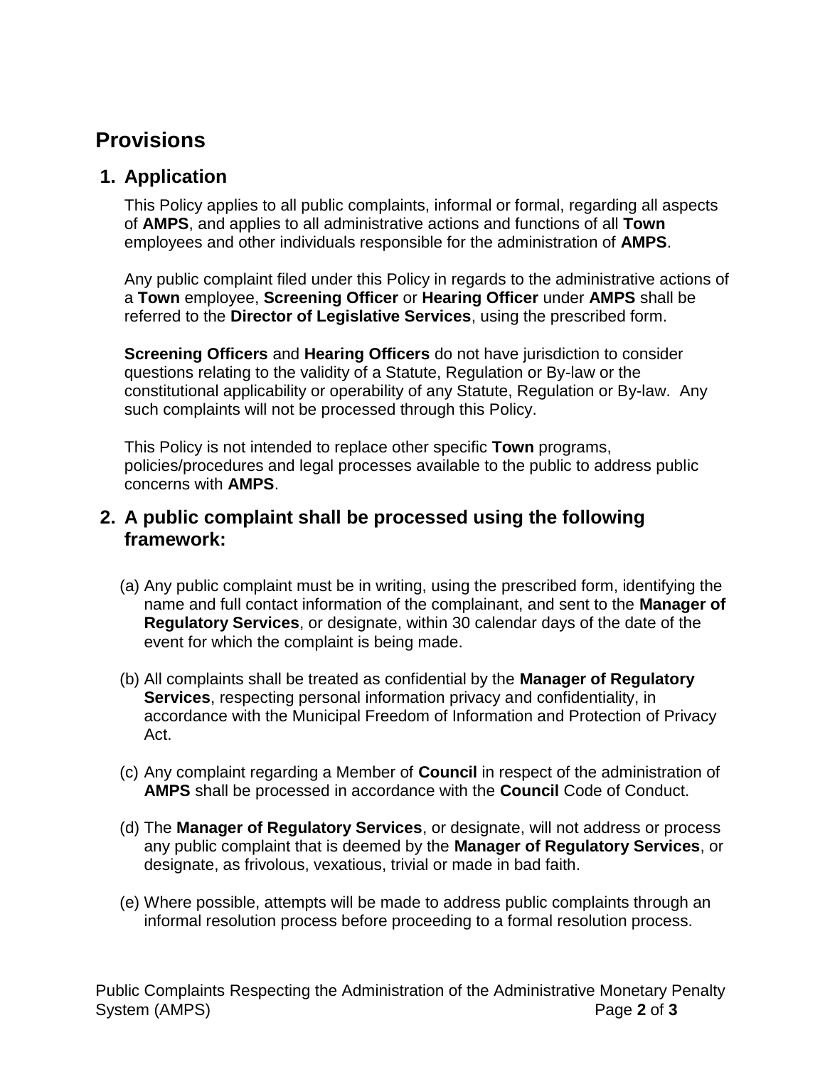# Provisions

## 1. Application

This Policy applies to all public complaints, informal or formal, regarding all aspects of **AMPS**, and applies to all administrative actions and functions of all **Town** employees and other individuals responsible for the administration of **AMPS**.

Any public complaint filed under this Policy in regards to the administrative actions of a **Town** employee, **Screening Officer** or **Hearing Officer** under **AMPS** shall be referred to the **Director of Legislative Services**, using the prescribed form.

**Screening Officers** and **Hearing Officers** do not have jurisdiction to consider questions relating to the validity of a Statute, Regulation or By-law or the constitutional applicability or operability of any Statute, Regulation or By-law. Any such complaints will not be processed through this Policy.

This Policy is not intended to replace other specific **Town** programs, policies/procedures and legal processes available to the public to address public concerns with **AMPS**.

## 2. A public complaint shall be processed using the following framework:

(a) Any public complaint must be in writing, using the prescribed form, identifying the name and full contact information of the complainant, and sent to the **Manager of Regulatory Services**, or designate, within 30 calendar days of the date of the event for which the complaint is being made.

(b) All complaints shall be treated as confidential by the **Manager of Regulatory Services**, respecting personal information privacy and confidentiality, in accordance with the Municipal Freedom of Information and Protection of Privacy Act.

(c) Any complaint regarding a Member of **Council** in respect of the administration of **AMPS** shall be processed in accordance with the **Council** Code of Conduct.

(d) The **Manager of Regulatory Services**, or designate, will not address or process any public complaint that is deemed by the **Manager of Regulatory Services**, or designate, as frivolous, vexatious, trivial or made in bad faith.

(e) Where possible, attempts will be made to address public complaints through an informal resolution process before proceeding to a formal resolution process.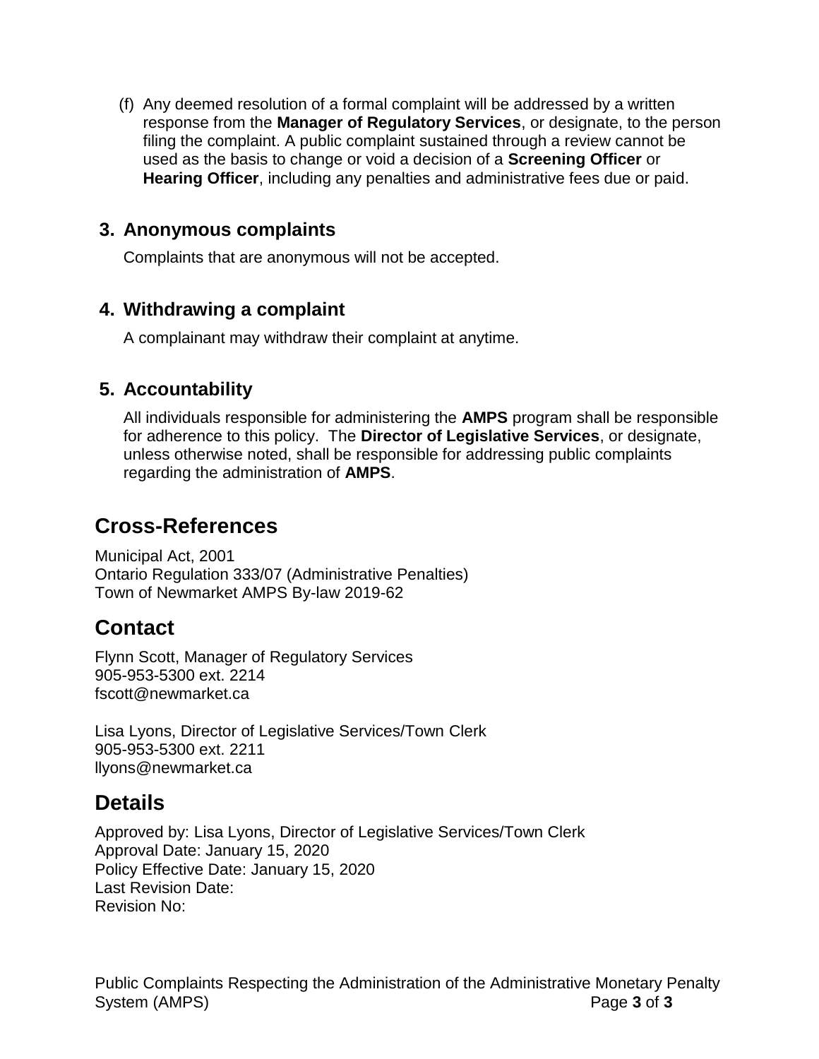(f) Any deemed resolution of a formal complaint will be addressed by a written response from the **Manager of Regulatory Services**, or designate, to the person filing the complaint. A public complaint sustained through a review cannot be used as the basis to change or void a decision of a **Screening Officer** or **Hearing Officer**, including any penalties and administrative fees due or paid.

### 3. Anonymous complaints

Complaints that are anonymous will not be accepted.

### 4. Withdrawing a complaint

A complainant may withdraw their complaint at anytime.

### 5. Accountability

All individuals responsible for administering the **AMPS** program shall be responsible for adherence to this policy. The **Director of Legislative Services**, or designate, unless otherwise noted, shall be responsible for addressing public complaints regarding the administration of **AMPS**.

## Cross-References

Municipal Act, 2001
Ontario Regulation 333/07 (Administrative Penalties)
Town of Newmarket AMPS By-law 2019-62

## Contact

Flynn Scott, Manager of Regulatory Services
905-953-5300 ext. 2214
fscott@newmarket.ca

Lisa Lyons, Director of Legislative Services/Town Clerk
905-953-5300 ext. 2211
llyons@newmarket.ca

## Details

Approved by: Lisa Lyons, Director of Legislative Services/Town Clerk
Approval Date: January 15, 2020
Policy Effective Date: January 15, 2020
Last Revision Date:
Revision No: